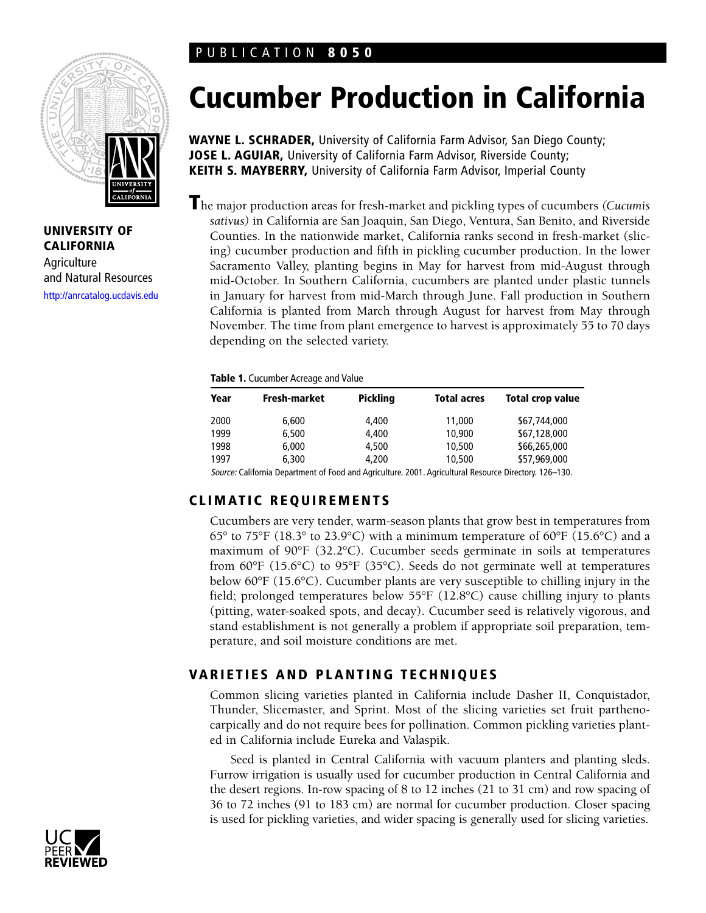PUBLICATION **8050**

# Cucumber Production in California

**WAYNE L. SCHRADER,** University of California Farm Advisor, San Diego County;
**JOSE L. AGUIAR,** University of California Farm Advisor, Riverside County;
**KEITH S. MAYBERRY,** University of California Farm Advisor, Imperial County

**UNIVERSITY OF CALIFORNIA**
Agriculture and Natural Resources
http://anrcatalog.ucdavis.edu

The major production areas for fresh-market and pickling types of cucumbers *(Cucumis sativus)* in California are San Joaquin, San Diego, Ventura, San Benito, and Riverside Counties. In the nationwide market, California ranks second in fresh-market (slicing) cucumber production and fifth in pickling cucumber production. In the lower Sacramento Valley, planting begins in May for harvest from mid-August through mid-October. In Southern California, cucumbers are planted under plastic tunnels in January for harvest from mid-March through June. Fall production in Southern California is planted from March through August for harvest from May through November. The time from plant emergence to harvest is approximately 55 to 70 days depending on the selected variety.

**Table 1.** Cucumber Acreage and Value

| Year | Fresh-market | Pickling | Total acres | Total crop value |
|---|---|---|---|---|
| 2000 | 6,600 | 4,400 | 11,000 | $67,744,000 |
| 1999 | 6,500 | 4,400 | 10,900 | $67,128,000 |
| 1998 | 6,000 | 4,500 | 10,500 | $66,265,000 |
| 1997 | 6,300 | 4,200 | 10,500 | $57,969,000 |

*Source:* California Department of Food and Agriculture. 2001. Agricultural Resource Directory. 126–130.

## CLIMATIC REQUIREMENTS

Cucumbers are very tender, warm-season plants that grow best in temperatures from 65° to 75°F (18.3° to 23.9°C) with a minimum temperature of 60°F (15.6°C) and a maximum of 90°F (32.2°C). Cucumber seeds germinate in soils at temperatures from 60°F (15.6°C) to 95°F (35°C). Seeds do not germinate well at temperatures below 60°F (15.6°C). Cucumber plants are very susceptible to chilling injury in the field; prolonged temperatures below 55°F (12.8°C) cause chilling injury to plants (pitting, water-soaked spots, and decay). Cucumber seed is relatively vigorous, and stand establishment is not generally a problem if appropriate soil preparation, temperature, and soil moisture conditions are met.

## VARIETIES AND PLANTING TECHNIQUES

Common slicing varieties planted in California include Dasher II, Conquistador, Thunder, Slicemaster, and Sprint. Most of the slicing varieties set fruit parthenocarpically and do not require bees for pollination. Common pickling varieties planted in California include Eureka and Valaspik.

Seed is planted in Central California with vacuum planters and planting sleds. Furrow irrigation is usually used for cucumber production in Central California and the desert regions. In-row spacing of 8 to 12 inches (21 to 31 cm) and row spacing of 36 to 72 inches (91 to 183 cm) are normal for cucumber production. Closer spacing is used for pickling varieties, and wider spacing is generally used for slicing varieties.

UC PEER REVIEWED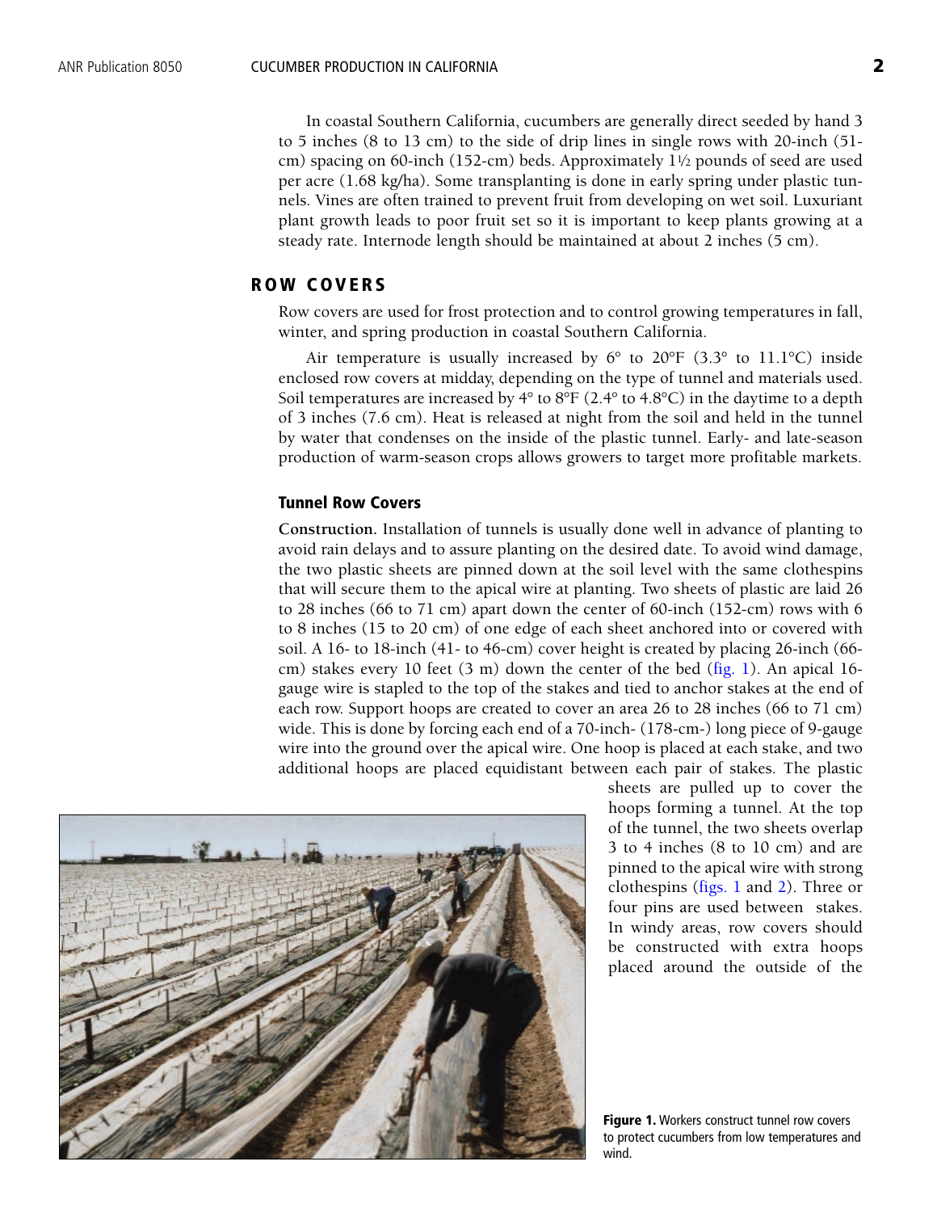In coastal Southern California, cucumbers are generally direct seeded by hand 3 to 5 inches (8 to 13 cm) to the side of drip lines in single rows with 20-inch (51-cm) spacing on 60-inch (152-cm) beds. Approximately 1½ pounds of seed are used per acre (1.68 kg/ha). Some transplanting is done in early spring under plastic tunnels. Vines are often trained to prevent fruit from developing on wet soil. Luxuriant plant growth leads to poor fruit set so it is important to keep plants growing at a steady rate. Internode length should be maintained at about 2 inches (5 cm).

## ROW COVERS

Row covers are used for frost protection and to control growing temperatures in fall, winter, and spring production in coastal Southern California.

Air temperature is usually increased by 6° to 20°F (3.3° to 11.1°C) inside enclosed row covers at midday, depending on the type of tunnel and materials used. Soil temperatures are increased by 4° to 8°F (2.4° to 4.8°C) in the daytime to a depth of 3 inches (7.6 cm). Heat is released at night from the soil and held in the tunnel by water that condenses on the inside of the plastic tunnel. Early- and late-season production of warm-season crops allows growers to target more profitable markets.

### Tunnel Row Covers

**Construction.** Installation of tunnels is usually done well in advance of planting to avoid rain delays and to assure planting on the desired date. To avoid wind damage, the two plastic sheets are pinned down at the soil level with the same clothespins that will secure them to the apical wire at planting. Two sheets of plastic are laid 26 to 28 inches (66 to 71 cm) apart down the center of 60-inch (152-cm) rows with 6 to 8 inches (15 to 20 cm) of one edge of each sheet anchored into or covered with soil. A 16- to 18-inch (41- to 46-cm) cover height is created by placing 26-inch (66-cm) stakes every 10 feet (3 m) down the center of the bed (fig. 1). An apical 16-gauge wire is stapled to the top of the stakes and tied to anchor stakes at the end of each row. Support hoops are created to cover an area 26 to 28 inches (66 to 71 cm) wide. This is done by forcing each end of a 70-inch- (178-cm-) long piece of 9-gauge wire into the ground over the apical wire. One hoop is placed at each stake, and two additional hoops are placed equidistant between each pair of stakes. The plastic sheets are pulled up to cover the hoops forming a tunnel. At the top of the tunnel, the two sheets overlap 3 to 4 inches (8 to 10 cm) and are pinned to the apical wire with strong clothespins (figs. 1 and 2). Three or four pins are used between stakes. In windy areas, row covers should be constructed with extra hoops placed around the outside of the

**Figure 1.** Workers construct tunnel row covers to protect cucumbers from low temperatures and wind.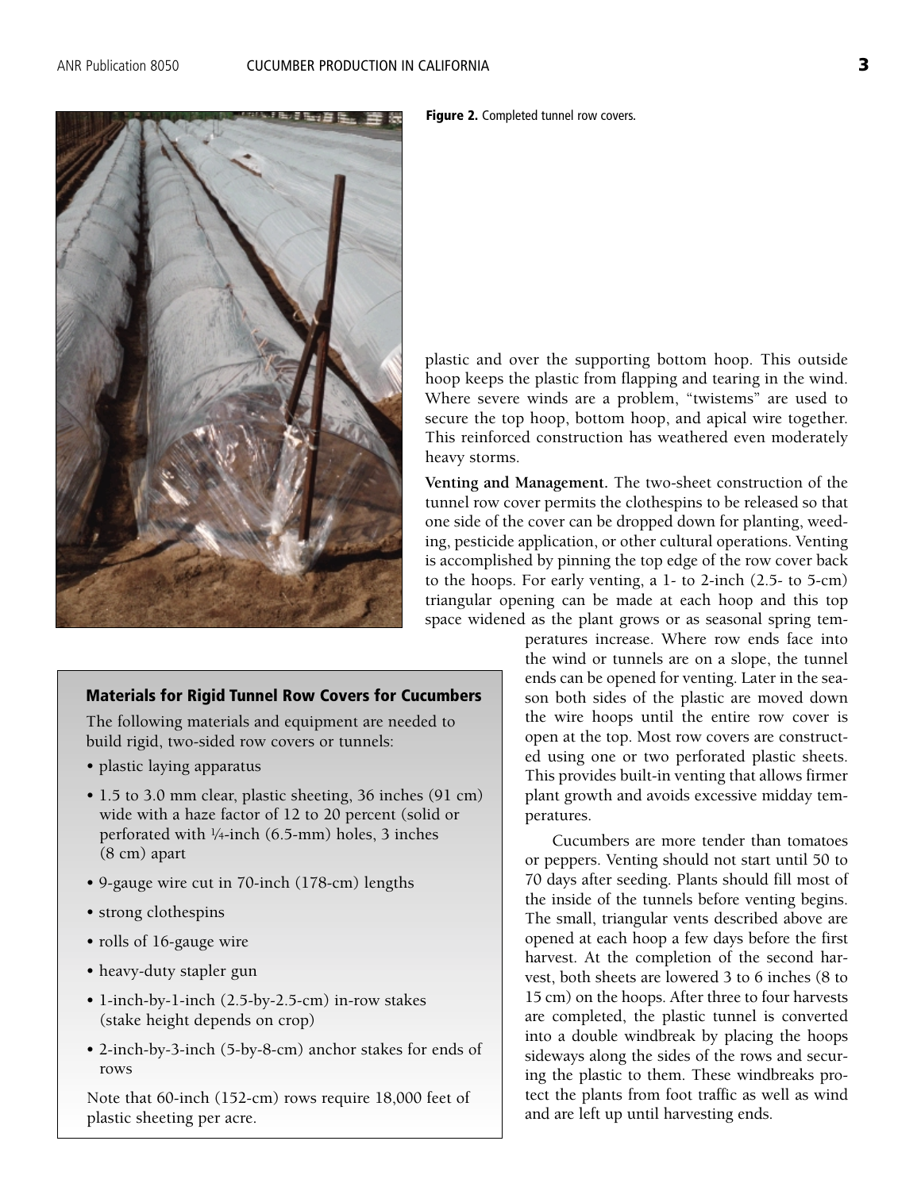Figure 2. Completed tunnel row covers.

plastic and over the supporting bottom hoop. This outside hoop keeps the plastic from flapping and tearing in the wind. Where severe winds are a problem, "twistems" are used to secure the top hoop, bottom hoop, and apical wire together. This reinforced construction has weathered even moderately heavy storms.

**Venting and Management.** The two-sheet construction of the tunnel row cover permits the clothespins to be released so that one side of the cover can be dropped down for planting, weeding, pesticide application, or other cultural operations. Venting is accomplished by pinning the top edge of the row cover back to the hoops. For early venting, a 1- to 2-inch (2.5- to 5-cm) triangular opening can be made at each hoop and this top space widened as the plant grows or as seasonal spring temperatures increase. Where row ends face into the wind or tunnels are on a slope, the tunnel ends can be opened for venting. Later in the season both sides of the plastic are moved down the wire hoops until the entire row cover is open at the top. Most row covers are constructed using one or two perforated plastic sheets. This provides built-in venting that allows firmer plant growth and avoids excessive midday temperatures.

Cucumbers are more tender than tomatoes or peppers. Venting should not start until 50 to 70 days after seeding. Plants should fill most of the inside of the tunnels before venting begins. The small, triangular vents described above are opened at each hoop a few days before the first harvest. At the completion of the second harvest, both sheets are lowered 3 to 6 inches (8 to 15 cm) on the hoops. After three to four harvests are completed, the plastic tunnel is converted into a double windbreak by placing the hoops sideways along the sides of the rows and securing the plastic to them. These windbreaks protect the plants from foot traffic as well as wind and are left up until harvesting ends.

### Materials for Rigid Tunnel Row Covers for Cucumbers

The following materials and equipment are needed to build rigid, two-sided row covers or tunnels:

- plastic laying apparatus
- 1.5 to 3.0 mm clear, plastic sheeting, 36 inches (91 cm) wide with a haze factor of 12 to 20 percent (solid or perforated with ¼-inch (6.5-mm) holes, 3 inches (8 cm) apart
- 9-gauge wire cut in 70-inch (178-cm) lengths
- strong clothespins
- rolls of 16-gauge wire
- heavy-duty stapler gun
- 1-inch-by-1-inch (2.5-by-2.5-cm) in-row stakes (stake height depends on crop)
- 2-inch-by-3-inch (5-by-8-cm) anchor stakes for ends of rows

Note that 60-inch (152-cm) rows require 18,000 feet of plastic sheeting per acre.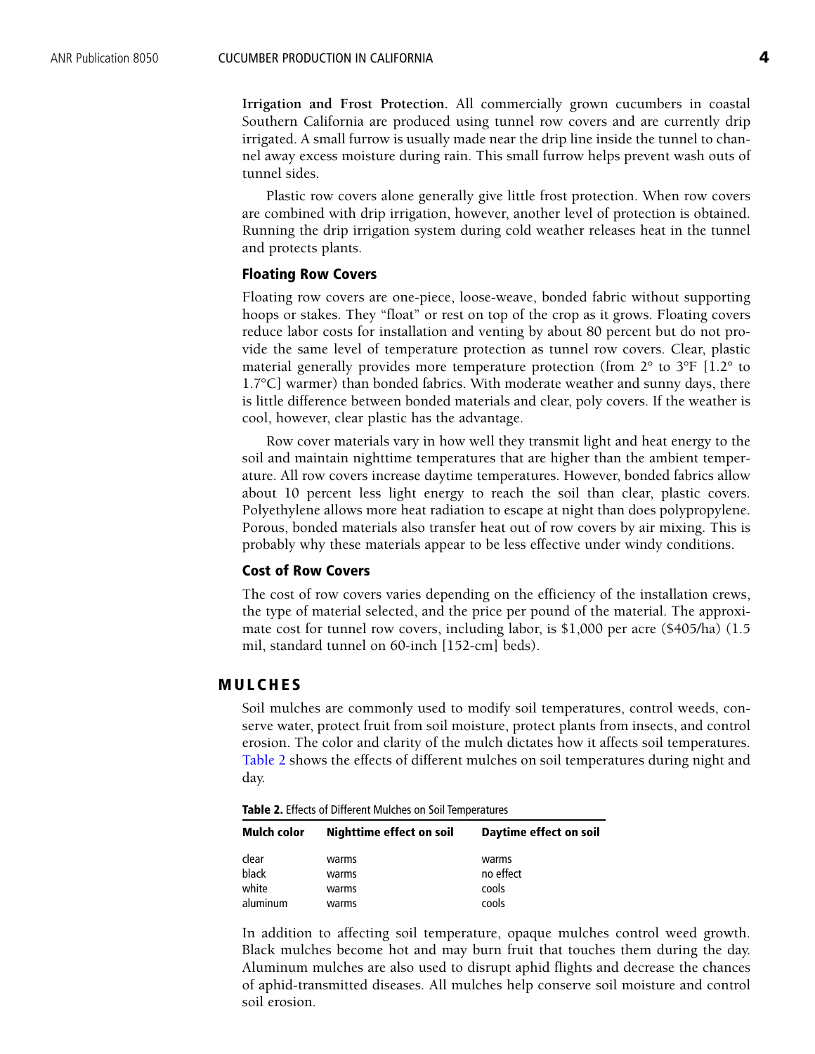**Irrigation and Frost Protection.** All commercially grown cucumbers in coastal Southern California are produced using tunnel row covers and are currently drip irrigated. A small furrow is usually made near the drip line inside the tunnel to channel away excess moisture during rain. This small furrow helps prevent wash outs of tunnel sides.

Plastic row covers alone generally give little frost protection. When row covers are combined with drip irrigation, however, another level of protection is obtained. Running the drip irrigation system during cold weather releases heat in the tunnel and protects plants.

### Floating Row Covers

Floating row covers are one-piece, loose-weave, bonded fabric without supporting hoops or stakes. They "float" or rest on top of the crop as it grows. Floating covers reduce labor costs for installation and venting by about 80 percent but do not provide the same level of temperature protection as tunnel row covers. Clear, plastic material generally provides more temperature protection (from 2° to 3°F [1.2° to 1.7°C] warmer) than bonded fabrics. With moderate weather and sunny days, there is little difference between bonded materials and clear, poly covers. If the weather is cool, however, clear plastic has the advantage.

Row cover materials vary in how well they transmit light and heat energy to the soil and maintain nighttime temperatures that are higher than the ambient temperature. All row covers increase daytime temperatures. However, bonded fabrics allow about 10 percent less light energy to reach the soil than clear, plastic covers. Polyethylene allows more heat radiation to escape at night than does polypropylene. Porous, bonded materials also transfer heat out of row covers by air mixing. This is probably why these materials appear to be less effective under windy conditions.

### Cost of Row Covers

The cost of row covers varies depending on the efficiency of the installation crews, the type of material selected, and the price per pound of the material. The approximate cost for tunnel row covers, including labor, is $1,000 per acre ($405/ha) (1.5 mil, standard tunnel on 60-inch [152-cm] beds).

## MULCHES

Soil mulches are commonly used to modify soil temperatures, control weeds, conserve water, protect fruit from soil moisture, protect plants from insects, and control erosion. The color and clarity of the mulch dictates how it affects soil temperatures. Table 2 shows the effects of different mulches on soil temperatures during night and day.

**Table 2.** Effects of Different Mulches on Soil Temperatures

| Mulch color | Nighttime effect on soil | Daytime effect on soil |
|---|---|---|
| clear | warms | warms |
| black | warms | no effect |
| white | warms | cools |
| aluminum | warms | cools |

In addition to affecting soil temperature, opaque mulches control weed growth. Black mulches become hot and may burn fruit that touches them during the day. Aluminum mulches are also used to disrupt aphid flights and decrease the chances of aphid-transmitted diseases. All mulches help conserve soil moisture and control soil erosion.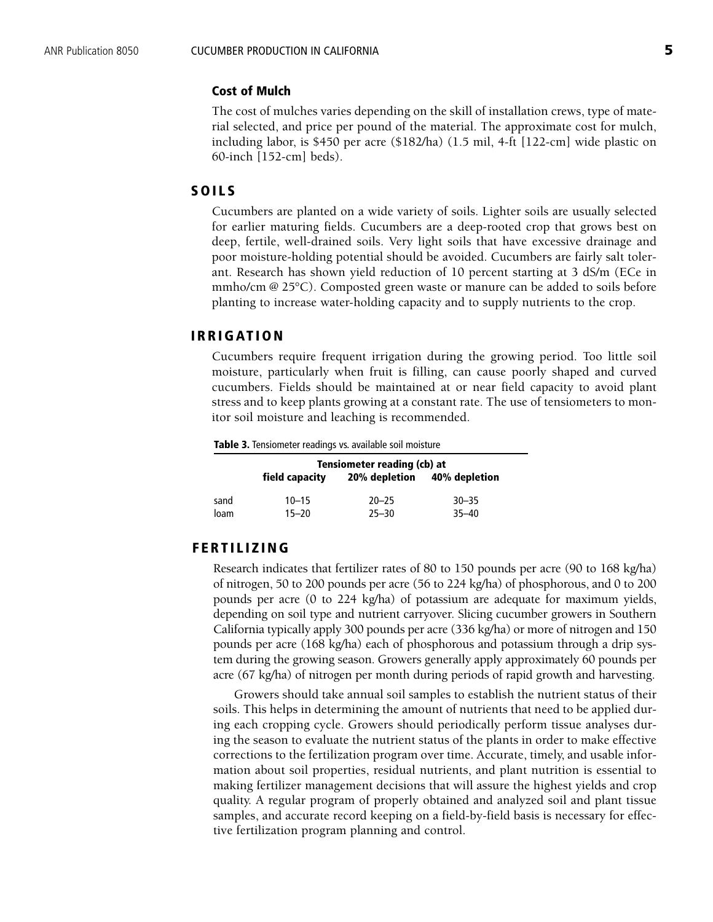### Cost of Mulch

The cost of mulches varies depending on the skill of installation crews, type of material selected, and price per pound of the material. The approximate cost for mulch, including labor, is $450 per acre ($182/ha) (1.5 mil, 4-ft [122-cm] wide plastic on 60-inch [152-cm] beds).

## SOILS

Cucumbers are planted on a wide variety of soils. Lighter soils are usually selected for earlier maturing fields. Cucumbers are a deep-rooted crop that grows best on deep, fertile, well-drained soils. Very light soils that have excessive drainage and poor moisture-holding potential should be avoided. Cucumbers are fairly salt tolerant. Research has shown yield reduction of 10 percent starting at 3 dS/m (ECe in mmho/cm @ 25°C). Composted green waste or manure can be added to soils before planting to increase water-holding capacity and to supply nutrients to the crop.

## IRRIGATION

Cucumbers require frequent irrigation during the growing period. Too little soil moisture, particularly when fruit is filling, can cause poorly shaped and curved cucumbers. Fields should be maintained at or near field capacity to avoid plant stress and to keep plants growing at a constant rate. The use of tensiometers to monitor soil moisture and leaching is recommended.

**Table 3.** Tensiometer readings vs. available soil moisture

| | Tensiometer reading (cb) at | | |
|---|---|---|---|
| | field capacity | 20% depletion | 40% depletion |
| sand | 10–15 | 20–25 | 30–35 |
| loam | 15–20 | 25–30 | 35–40 |

## FERTILIZING

Research indicates that fertilizer rates of 80 to 150 pounds per acre (90 to 168 kg/ha) of nitrogen, 50 to 200 pounds per acre (56 to 224 kg/ha) of phosphorous, and 0 to 200 pounds per acre (0 to 224 kg/ha) of potassium are adequate for maximum yields, depending on soil type and nutrient carryover. Slicing cucumber growers in Southern California typically apply 300 pounds per acre (336 kg/ha) or more of nitrogen and 150 pounds per acre (168 kg/ha) each of phosphorous and potassium through a drip system during the growing season. Growers generally apply approximately 60 pounds per acre (67 kg/ha) of nitrogen per month during periods of rapid growth and harvesting.

Growers should take annual soil samples to establish the nutrient status of their soils. This helps in determining the amount of nutrients that need to be applied during each cropping cycle. Growers should periodically perform tissue analyses during the season to evaluate the nutrient status of the plants in order to make effective corrections to the fertilization program over time. Accurate, timely, and usable information about soil properties, residual nutrients, and plant nutrition is essential to making fertilizer management decisions that will assure the highest yields and crop quality. A regular program of properly obtained and analyzed soil and plant tissue samples, and accurate record keeping on a field-by-field basis is necessary for effective fertilization program planning and control.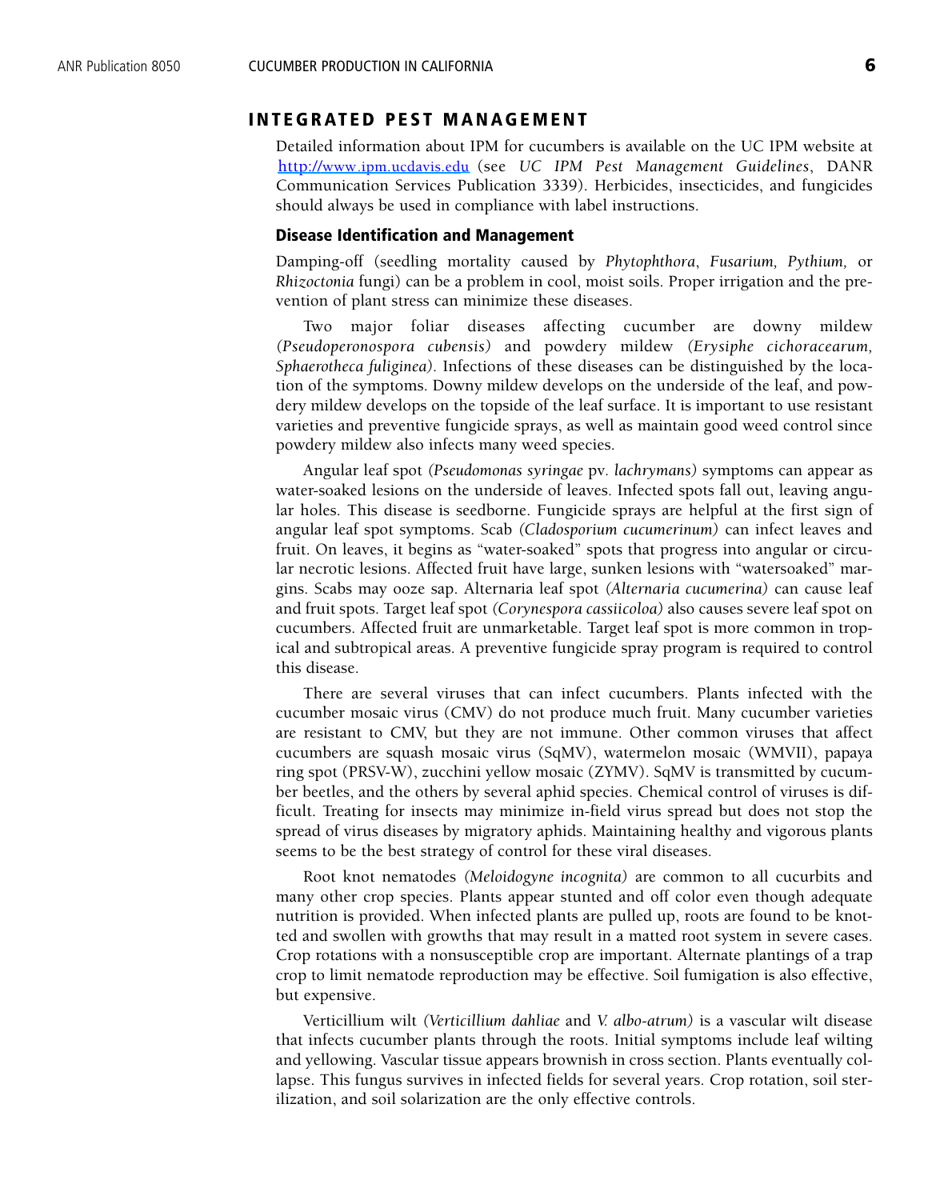## INTEGRATED PEST MANAGEMENT

Detailed information about IPM for cucumbers is available on the UC IPM website at http://www.ipm.ucdavis.edu (see *UC IPM Pest Management Guidelines*, DANR Communication Services Publication 3339). Herbicides, insecticides, and fungicides should always be used in compliance with label instructions.

### Disease Identification and Management

Damping-off (seedling mortality caused by *Phytophthora*, *Fusarium, Pythium,* or *Rhizoctonia* fungi) can be a problem in cool, moist soils. Proper irrigation and the prevention of plant stress can minimize these diseases.

Two major foliar diseases affecting cucumber are downy mildew *(Pseudoperonospora cubensis)* and powdery mildew *(Erysiphe cichoracearum, Sphaerotheca fuliginea)*. Infections of these diseases can be distinguished by the location of the symptoms. Downy mildew develops on the underside of the leaf, and powdery mildew develops on the topside of the leaf surface. It is important to use resistant varieties and preventive fungicide sprays, as well as maintain good weed control since powdery mildew also infects many weed species.

Angular leaf spot *(Pseudomonas syringae* pv. *lachrymans)* symptoms can appear as water-soaked lesions on the underside of leaves. Infected spots fall out, leaving angular holes. This disease is seedborne. Fungicide sprays are helpful at the first sign of angular leaf spot symptoms. Scab *(Cladosporium cucumerinum)* can infect leaves and fruit. On leaves, it begins as "water-soaked" spots that progress into angular or circular necrotic lesions. Affected fruit have large, sunken lesions with "watersoaked" margins. Scabs may ooze sap. Alternaria leaf spot *(Alternaria cucumerina)* can cause leaf and fruit spots. Target leaf spot *(Corynespora cassiicoloa)* also causes severe leaf spot on cucumbers. Affected fruit are unmarketable. Target leaf spot is more common in tropical and subtropical areas. A preventive fungicide spray program is required to control this disease.

There are several viruses that can infect cucumbers. Plants infected with the cucumber mosaic virus (CMV) do not produce much fruit. Many cucumber varieties are resistant to CMV, but they are not immune. Other common viruses that affect cucumbers are squash mosaic virus (SqMV), watermelon mosaic (WMVII), papaya ring spot (PRSV-W), zucchini yellow mosaic (ZYMV). SqMV is transmitted by cucumber beetles, and the others by several aphid species. Chemical control of viruses is difficult. Treating for insects may minimize in-field virus spread but does not stop the spread of virus diseases by migratory aphids. Maintaining healthy and vigorous plants seems to be the best strategy of control for these viral diseases.

Root knot nematodes *(Meloidogyne incognita)* are common to all cucurbits and many other crop species. Plants appear stunted and off color even though adequate nutrition is provided. When infected plants are pulled up, roots are found to be knotted and swollen with growths that may result in a matted root system in severe cases. Crop rotations with a nonsusceptible crop are important. Alternate plantings of a trap crop to limit nematode reproduction may be effective. Soil fumigation is also effective, but expensive.

Verticillium wilt *(Verticillium dahliae* and *V. albo-atrum)* is a vascular wilt disease that infects cucumber plants through the roots. Initial symptoms include leaf wilting and yellowing. Vascular tissue appears brownish in cross section. Plants eventually collapse. This fungus survives in infected fields for several years. Crop rotation, soil sterilization, and soil solarization are the only effective controls.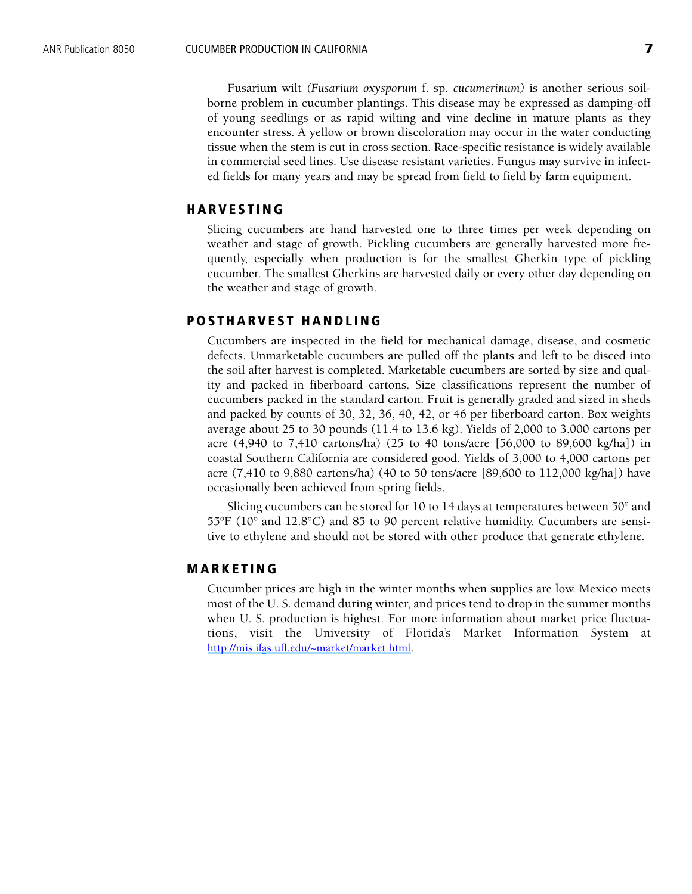Fusarium wilt *(Fusarium oxysporum* f. sp. *cucumerinum)* is another serious soilborne problem in cucumber plantings. This disease may be expressed as damping-off of young seedlings or as rapid wilting and vine decline in mature plants as they encounter stress. A yellow or brown discoloration may occur in the water conducting tissue when the stem is cut in cross section. Race-specific resistance is widely available in commercial seed lines. Use disease resistant varieties. Fungus may survive in infected fields for many years and may be spread from field to field by farm equipment.

## HARVESTING

Slicing cucumbers are hand harvested one to three times per week depending on weather and stage of growth. Pickling cucumbers are generally harvested more frequently, especially when production is for the smallest Gherkin type of pickling cucumber. The smallest Gherkins are harvested daily or every other day depending on the weather and stage of growth.

## POSTHARVEST HANDLING

Cucumbers are inspected in the field for mechanical damage, disease, and cosmetic defects. Unmarketable cucumbers are pulled off the plants and left to be disced into the soil after harvest is completed. Marketable cucumbers are sorted by size and quality and packed in fiberboard cartons. Size classifications represent the number of cucumbers packed in the standard carton. Fruit is generally graded and sized in sheds and packed by counts of 30, 32, 36, 40, 42, or 46 per fiberboard carton. Box weights average about 25 to 30 pounds (11.4 to 13.6 kg). Yields of 2,000 to 3,000 cartons per acre (4,940 to 7,410 cartons/ha) (25 to 40 tons/acre [56,000 to 89,600 kg/ha]) in coastal Southern California are considered good. Yields of 3,000 to 4,000 cartons per acre (7,410 to 9,880 cartons/ha) (40 to 50 tons/acre [89,600 to 112,000 kg/ha]) have occasionally been achieved from spring fields.

Slicing cucumbers can be stored for 10 to 14 days at temperatures between 50° and 55°F (10° and 12.8°C) and 85 to 90 percent relative humidity. Cucumbers are sensitive to ethylene and should not be stored with other produce that generate ethylene.

## MARKETING

Cucumber prices are high in the winter months when supplies are low. Mexico meets most of the U. S. demand during winter, and prices tend to drop in the summer months when U. S. production is highest. For more information about market price fluctuations, visit the University of Florida's Market Information System at http://mis.ifas.ufl.edu/~market/market.html.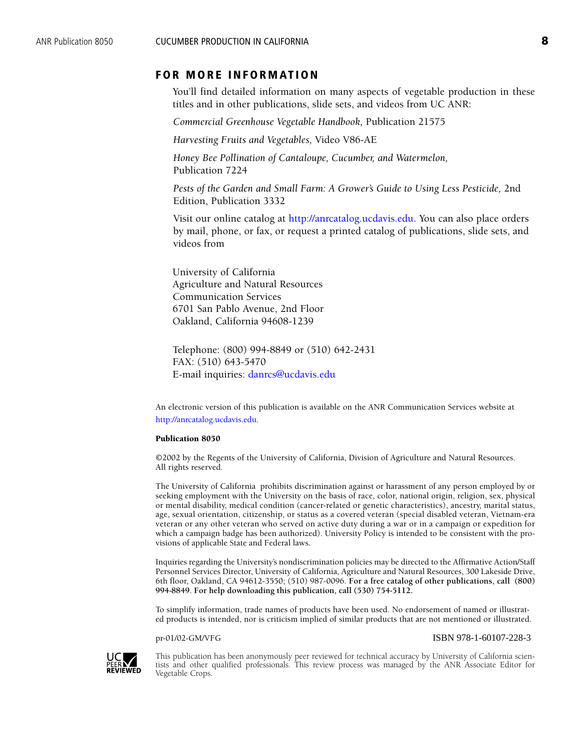## FOR MORE INFORMATION

You'll find detailed information on many aspects of vegetable production in these titles and in other publications, slide sets, and videos from UC ANR:

*Commercial Greenhouse Vegetable Handbook,* Publication 21575

*Harvesting Fruits and Vegetables,* Video V86-AE

*Honey Bee Pollination of Cantaloupe, Cucumber, and Watermelon,* Publication 7224

*Pests of the Garden and Small Farm: A Grower's Guide to Using Less Pesticide,* 2nd Edition, Publication 3332

Visit our online catalog at http://anrcatalog.ucdavis.edu. You can also place orders by mail, phone, or fax, or request a printed catalog of publications, slide sets, and videos from

University of California
Agriculture and Natural Resources
Communication Services
6701 San Pablo Avenue, 2nd Floor
Oakland, California 94608-1239

Telephone: (800) 994-8849 or (510) 642-2431
FAX: (510) 643-5470
E-mail inquiries: danrcs@ucdavis.edu

An electronic version of this publication is available on the ANR Communication Services website at http://anrcatalog.ucdavis.edu.

**Publication 8050**

©2002 by the Regents of the University of California, Division of Agriculture and Natural Resources. All rights reserved.

The University of California prohibits discrimination against or harassment of any person employed by or seeking employment with the University on the basis of race, color, national origin, religion, sex, physical or mental disability, medical condition (cancer-related or genetic characteristics), ancestry, marital status, age, sexual orientation, citizenship, or status as a covered veteran (special disabled veteran, Vietnam-era veteran or any other veteran who served on active duty during a war or in a campaign or expedition for which a campaign badge has been authorized). University Policy is intended to be consistent with the provisions of applicable State and Federal laws.

Inquiries regarding the University's nondiscrimination policies may be directed to the Affirmative Action/Staff Personnel Services Director, University of California, Agriculture and Natural Resources, 300 Lakeside Drive, 6th floor, Oakland, CA 94612-3550; (510) 987-0096. **For a free catalog of other publications, call (800) 994-8849. For help downloading this publication, call (530) 754-5112.**

To simplify information, trade names of products have been used. No endorsement of named or illustrated products is intended, nor is criticism implied of similar products that are not mentioned or illustrated.

pr-01/02-GM/VFG

ISBN 978-1-60107-228-3

UC PEER REVIEWED

This publication has been anonymously peer reviewed for technical accuracy by University of California scientists and other qualified professionals. This review process was managed by the ANR Associate Editor for Vegetable Crops.